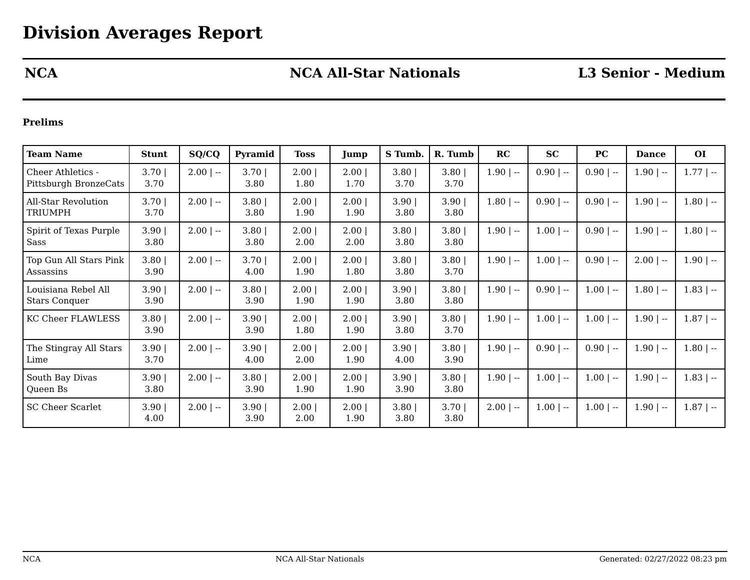# Division Averages Report

## NCA | NCA All-Star Nationals | L3 Senior - Medium

### Prelims

| Team Name | Stunt | SQ/CQ | Pyramid | Toss | Jump | S Tumb. | R. Tumb | RC | SC | PC | Dance | OI |
|---|---|---|---|---|---|---|---|---|---|---|---|---|
| Cheer Athletics - Pittsburgh BronzeCats | 3.70 \| 3.70 | 2.00 \| -- | 3.70 \| 3.80 | 2.00 \| 1.80 | 2.00 \| 1.70 | 3.80 \| 3.70 | 3.80 \| 3.70 | 1.90 \| -- | 0.90 \| -- | 0.90 \| -- | 1.90 \| -- | 1.77 \| -- |
| All-Star Revolution TRIUMPH | 3.70 \| 3.70 | 2.00 \| -- | 3.80 \| 3.80 | 2.00 \| 1.90 | 2.00 \| 1.90 | 3.90 \| 3.80 | 3.90 \| 3.80 | 1.80 \| -- | 0.90 \| -- | 0.90 \| -- | 1.90 \| -- | 1.80 \| -- |
| Spirit of Texas Purple Sass | 3.90 \| 3.80 | 2.00 \| -- | 3.80 \| 3.80 | 2.00 \| 2.00 | 2.00 \| 2.00 | 3.80 \| 3.80 | 3.80 \| 3.80 | 1.90 \| -- | 1.00 \| -- | 0.90 \| -- | 1.90 \| -- | 1.80 \| -- |
| Top Gun All Stars Pink Assassins | 3.80 \| 3.90 | 2.00 \| -- | 3.70 \| 4.00 | 2.00 \| 1.90 | 2.00 \| 1.80 | 3.80 \| 3.80 | 3.80 \| 3.70 | 1.90 \| -- | 1.00 \| -- | 0.90 \| -- | 2.00 \| -- | 1.90 \| -- |
| Louisiana Rebel All Stars Conquer | 3.90 \| 3.90 | 2.00 \| -- | 3.80 \| 3.90 | 2.00 \| 1.90 | 2.00 \| 1.90 | 3.90 \| 3.80 | 3.80 \| 3.80 | 1.90 \| -- | 0.90 \| -- | 1.00 \| -- | 1.80 \| -- | 1.83 \| -- |
| KC Cheer FLAWLESS | 3.80 \| 3.90 | 2.00 \| -- | 3.90 \| 3.90 | 2.00 \| 1.80 | 2.00 \| 1.90 | 3.90 \| 3.80 | 3.80 \| 3.70 | 1.90 \| -- | 1.00 \| -- | 1.00 \| -- | 1.90 \| -- | 1.87 \| -- |
| The Stingray All Stars Lime | 3.90 \| 3.70 | 2.00 \| -- | 3.90 \| 4.00 | 2.00 \| 2.00 | 2.00 \| 1.90 | 3.90 \| 4.00 | 3.80 \| 3.90 | 1.90 \| -- | 0.90 \| -- | 0.90 \| -- | 1.90 \| -- | 1.80 \| -- |
| South Bay Divas Queen Bs | 3.90 \| 3.80 | 2.00 \| -- | 3.80 \| 3.90 | 2.00 \| 1.90 | 2.00 \| 1.90 | 3.90 \| 3.90 | 3.80 \| 3.80 | 1.90 \| -- | 1.00 \| -- | 1.00 \| -- | 1.90 \| -- | 1.83 \| -- |
| SC Cheer Scarlet | 3.90 \| 4.00 | 2.00 \| -- | 3.90 \| 3.90 | 2.00 \| 2.00 | 2.00 \| 1.90 | 3.80 \| 3.80 | 3.70 \| 3.80 | 2.00 \| -- | 1.00 \| -- | 1.00 \| -- | 1.90 \| -- | 1.87 \| -- |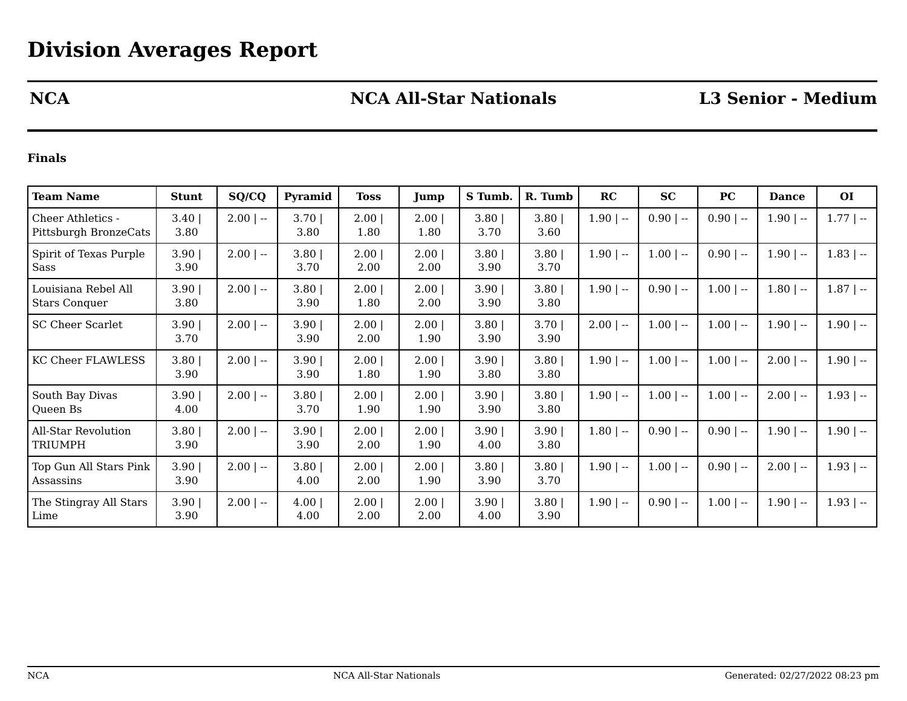# Division Averages Report

**NCA** | **NCA All-Star Nationals** | **L3 Senior - Medium**

**Finals**

| Team Name | Stunt | SQ/CQ | Pyramid | Toss | Jump | S Tumb. | R. Tumb | RC | SC | PC | Dance | OI |
|---|---|---|---|---|---|---|---|---|---|---|---|---|
| Cheer Athletics - Pittsburgh BronzeCats | 3.40 \| 3.80 | 2.00 \| -- | 3.70 \| 3.80 | 2.00 \| 1.80 | 2.00 \| 1.80 | 3.80 \| 3.70 | 3.80 \| 3.60 | 1.90 \| -- | 0.90 \| -- | 0.90 \| -- | 1.90 \| -- | 1.77 \| -- |
| Spirit of Texas Purple Sass | 3.90 \| 3.90 | 2.00 \| -- | 3.80 \| 3.70 | 2.00 \| 2.00 | 2.00 \| 2.00 | 3.80 \| 3.90 | 3.80 \| 3.70 | 1.90 \| -- | 1.00 \| -- | 0.90 \| -- | 1.90 \| -- | 1.83 \| -- |
| Louisiana Rebel All Stars Conquer | 3.90 \| 3.80 | 2.00 \| -- | 3.80 \| 3.90 | 2.00 \| 1.80 | 2.00 \| 2.00 | 3.90 \| 3.90 | 3.80 \| 3.80 | 1.90 \| -- | 0.90 \| -- | 1.00 \| -- | 1.80 \| -- | 1.87 \| -- |
| SC Cheer Scarlet | 3.90 \| 3.70 | 2.00 \| -- | 3.90 \| 3.90 | 2.00 \| 2.00 | 2.00 \| 1.90 | 3.80 \| 3.90 | 3.70 \| 3.90 | 2.00 \| -- | 1.00 \| -- | 1.00 \| -- | 1.90 \| -- | 1.90 \| -- |
| KC Cheer FLAWLESS | 3.80 \| 3.90 | 2.00 \| -- | 3.90 \| 3.90 | 2.00 \| 1.80 | 2.00 \| 1.90 | 3.90 \| 3.80 | 3.80 \| 3.80 | 1.90 \| -- | 1.00 \| -- | 1.00 \| -- | 2.00 \| -- | 1.90 \| -- |
| South Bay Divas Queen Bs | 3.90 \| 4.00 | 2.00 \| -- | 3.80 \| 3.70 | 2.00 \| 1.90 | 2.00 \| 1.90 | 3.90 \| 3.90 | 3.80 \| 3.80 | 1.90 \| -- | 1.00 \| -- | 1.00 \| -- | 2.00 \| -- | 1.93 \| -- |
| All-Star Revolution TRIUMPH | 3.80 \| 3.90 | 2.00 \| -- | 3.90 \| 3.90 | 2.00 \| 2.00 | 2.00 \| 1.90 | 3.90 \| 4.00 | 3.90 \| 3.80 | 1.80 \| -- | 0.90 \| -- | 0.90 \| -- | 1.90 \| -- | 1.90 \| -- |
| Top Gun All Stars Pink Assassins | 3.90 \| 3.90 | 2.00 \| -- | 3.80 \| 4.00 | 2.00 \| 2.00 | 2.00 \| 1.90 | 3.80 \| 3.90 | 3.80 \| 3.70 | 1.90 \| -- | 1.00 \| -- | 0.90 \| -- | 2.00 \| -- | 1.93 \| -- |
| The Stingray All Stars Lime | 3.90 \| 3.90 | 2.00 \| -- | 4.00 \| 4.00 | 2.00 \| 2.00 | 2.00 \| 2.00 | 3.90 \| 4.00 | 3.80 \| 3.90 | 1.90 \| -- | 0.90 \| -- | 1.00 \| -- | 1.90 \| -- | 1.93 \| -- |

Generated: 02/27/2022 08:23 pm